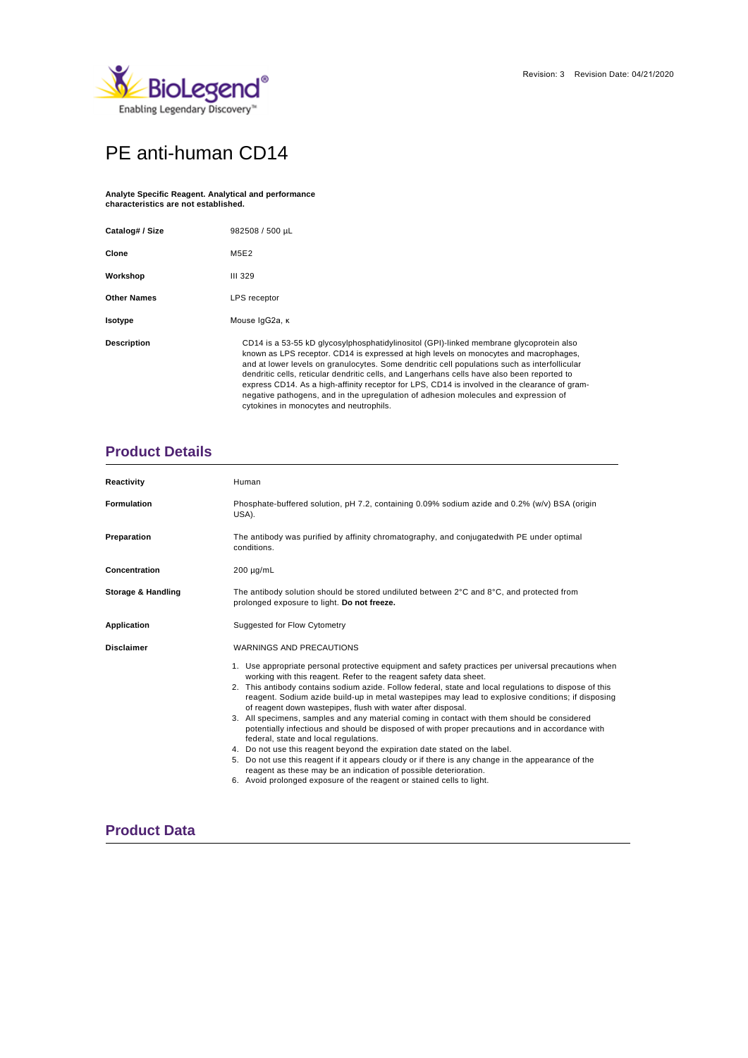Revision: 3 Revision Date: 04/21/2020

# PE anti-human CD14

**Analyte Specific Reagent. Analytical and performance characteristics are not established.**

| | |
|---|---|
| **Catalog# / Size** | 982508 / 500 µL |
| **Clone** | M5E2 |
| **Workshop** | III 329 |
| **Other Names** | LPS receptor |
| **Isotype** | Mouse IgG2a, κ |
| **Description** | CD14 is a 53-55 kD glycosylphosphatidylinositol (GPI)-linked membrane glycoprotein also known as LPS receptor. CD14 is expressed at high levels on monocytes and macrophages, and at lower levels on granulocytes. Some dendritic cell populations such as interfollicular dendritic cells, reticular dendritic cells, and Langerhans cells have also been reported to express CD14. As a high-affinity receptor for LPS, CD14 is involved in the clearance of gram-negative pathogens, and in the upregulation of adhesion molecules and expression of cytokines in monocytes and neutrophils. |

## Product Details

| | |
|---|---|
| **Reactivity** | Human |
| **Formulation** | Phosphate-buffered solution, pH 7.2, containing 0.09% sodium azide and 0.2% (w/v) BSA (origin USA). |
| **Preparation** | The antibody was purified by affinity chromatography, and conjugatedwith PE under optimal conditions. |
| **Concentration** | 200 µg/mL |
| **Storage & Handling** | The antibody solution should be stored undiluted between 2°C and 8°C, and protected from prolonged exposure to light. **Do not freeze.** |
| **Application** | Suggested for Flow Cytometry |
| **Disclaimer** | WARNINGS AND PRECAUTIONS |

1. Use appropriate personal protective equipment and safety practices per universal precautions when working with this reagent. Refer to the reagent safety data sheet.
2. This antibody contains sodium azide. Follow federal, state and local regulations to dispose of this reagent. Sodium azide build-up in metal wastepipes may lead to explosive conditions; if disposing of reagent down wastepipes, flush with water after disposal.
3. All specimens, samples and any material coming in contact with them should be considered potentially infectious and should be disposed of with proper precautions and in accordance with federal, state and local regulations.
4. Do not use this reagent beyond the expiration date stated on the label.
5. Do not use this reagent if it appears cloudy or if there is any change in the appearance of the reagent as these may be an indication of possible deterioration.
6. Avoid prolonged exposure of the reagent or stained cells to light.

## Product Data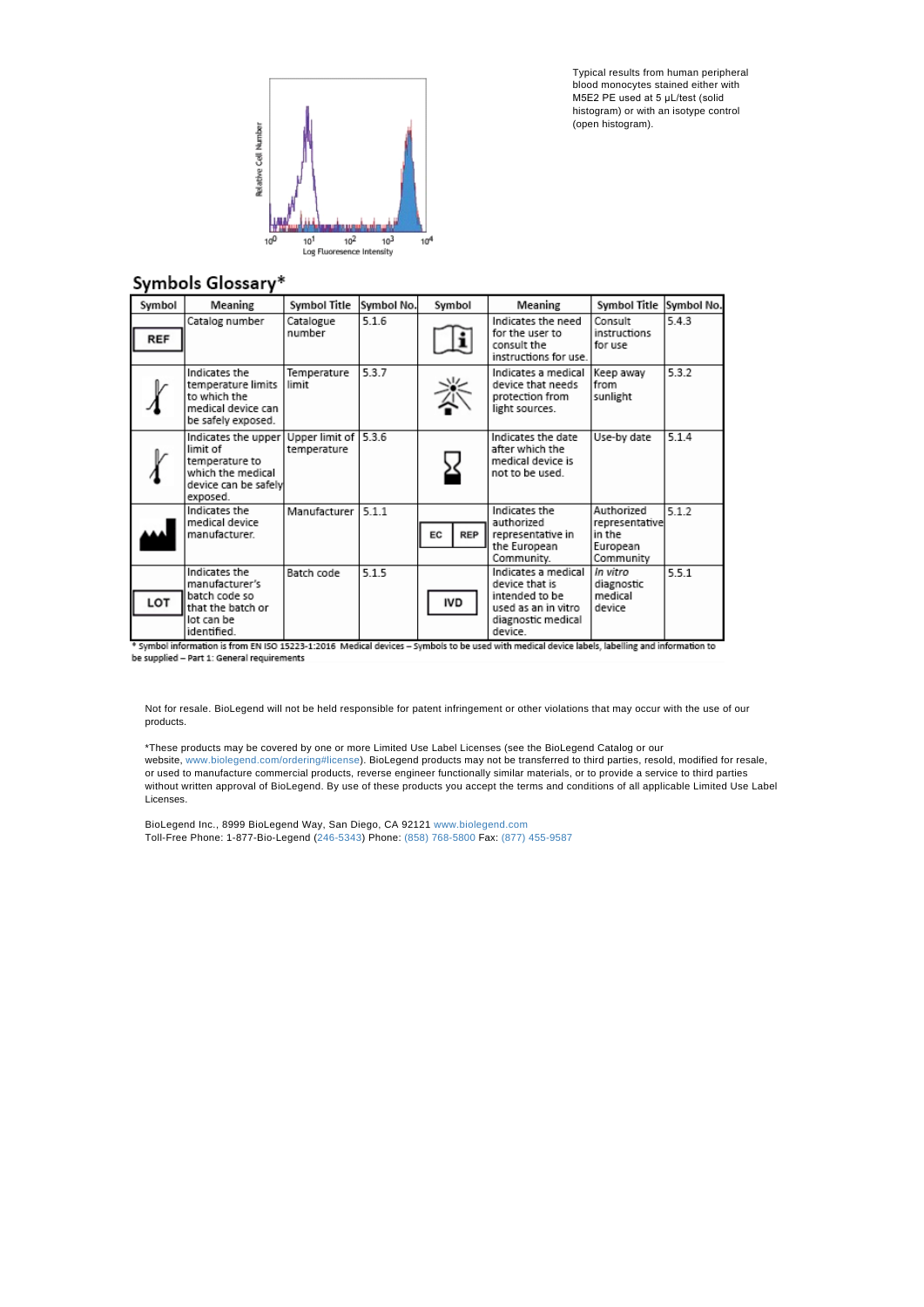Relative Cell Number

$10^0$ $10^1$ $10^2$ $10^3$ $10^4$

Log Fluoresence Intensity

Typical results from human peripheral blood monocytes stained either with M5E2 PE used at 5 µL/test (solid histogram) or with an isotype control (open histogram).

## Symbols Glossary*

| Symbol | Meaning | Symbol Title | Symbol No. | Symbol | Meaning | Symbol Title | Symbol No. |
|---|---|---|---|---|---|---|---|
| REF | Catalog number | Catalogue number | 5.1.6 | | Indicates the need for the user to consult the instructions for use. | Consult instructions for use | 5.4.3 |
| | Indicates the temperature limits to which the medical device can be safely exposed. | Temperature limit | 5.3.7 | | Indicates a medical device that needs protection from light sources. | Keep away from sunlight | 5.3.2 |
| | Indicates the upper limit of temperature to which the medical device can be safely exposed. | Upper limit of temperature | 5.3.6 | | Indicates the date after which the medical device is not to be used. | Use-by date | 5.1.4 |
| | Indicates the medical device manufacturer. | Manufacturer | 5.1.1 | EC REP | Indicates the authorized representative in the European Community. | Authorized representative in the European Community | 5.1.2 |
| LOT | Indicates the manufacturer's batch code so that the batch or lot can be identified. | Batch code | 5.1.5 | IVD | Indicates a medical device that is intended to be used as an in vitro diagnostic medical device. | *In vitro* diagnostic medical device | 5.5.1 |

* Symbol information is from EN ISO 15223-1:2016 Medical devices – Symbols to be used with medical device labels, labelling and information to be supplied – Part 1: General requirements

Not for resale. BioLegend will not be held responsible for patent infringement or other violations that may occur with the use of our products.

*These products may be covered by one or more Limited Use Label Licenses (see the BioLegend Catalog or our website, www.biolegend.com/ordering#license). BioLegend products may not be transferred to third parties, resold, modified for resale, or used to manufacture commercial products, reverse engineer functionally similar materials, or to provide a service to third parties without written approval of BioLegend. By use of these products you accept the terms and conditions of all applicable Limited Use Label Licenses.

BioLegend Inc., 8999 BioLegend Way, San Diego, CA 92121 www.biolegend.com
Toll-Free Phone: 1-877-Bio-Legend (246-5343) Phone: (858) 768-5800 Fax: (877) 455-9587